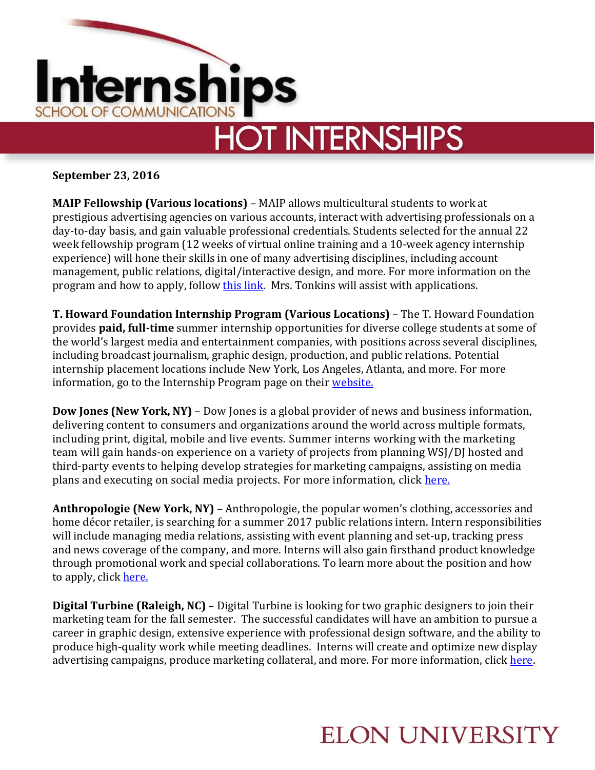# Internships

SCHOOL OF COMMUNICATIONS

## HOT INTERNSHIPS

**September 23, 2016**

**MAIP Fellowship (Various locations)** – MAIP allows multicultural students to work at prestigious advertising agencies on various accounts, interact with advertising professionals on a day-to-day basis, and gain valuable professional credentials. Students selected for the annual 22 week fellowship program (12 weeks of virtual online training and a 10-week agency internship experience) will hone their skills in one of many advertising disciplines, including account management, public relations, digital/interactive design, and more. For more information on the program and how to apply, follow this link. Mrs. Tonkins will assist with applications.

**T. Howard Foundation Internship Program (Various Locations)** – The T. Howard Foundation provides **paid, full-time** summer internship opportunities for diverse college students at some of the world's largest media and entertainment companies, with positions across several disciplines, including broadcast journalism, graphic design, production, and public relations. Potential internship placement locations include New York, Los Angeles, Atlanta, and more. For more information, go to the Internship Program page on their website.

**Dow Jones (New York, NY)** – Dow Jones is a global provider of news and business information, delivering content to consumers and organizations around the world across multiple formats, including print, digital, mobile and live events. Summer interns working with the marketing team will gain hands-on experience on a variety of projects from planning WSJ/DJ hosted and third-party events to helping develop strategies for marketing campaigns, assisting on media plans and executing on social media projects. For more information, click here.

**Anthropologie (New York, NY)** – Anthropologie, the popular women's clothing, accessories and home décor retailer, is searching for a summer 2017 public relations intern. Intern responsibilities will include managing media relations, assisting with event planning and set-up, tracking press and news coverage of the company, and more. Interns will also gain firsthand product knowledge through promotional work and special collaborations. To learn more about the position and how to apply, click here.

**Digital Turbine (Raleigh, NC)** – Digital Turbine is looking for two graphic designers to join their marketing team for the fall semester. The successful candidates will have an ambition to pursue a career in graphic design, extensive experience with professional design software, and the ability to produce high-quality work while meeting deadlines. Interns will create and optimize new display advertising campaigns, produce marketing collateral, and more. For more information, click here.

ELON UNIVERSITY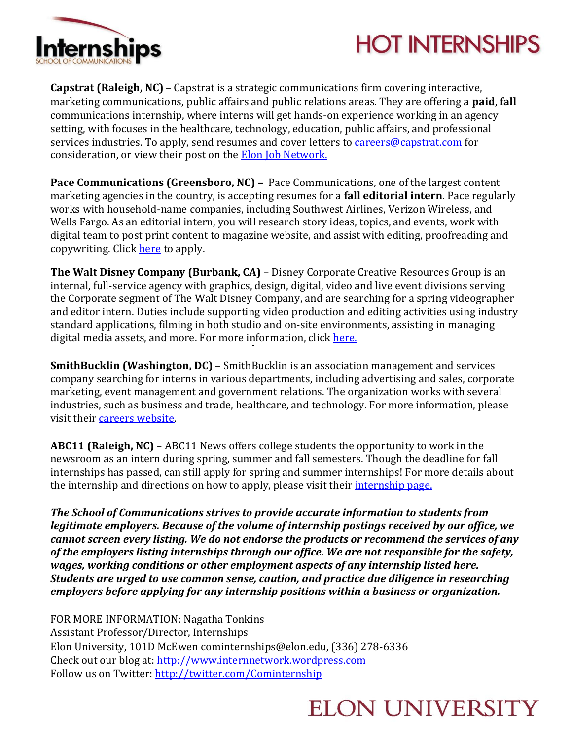# HOT INTERNSHIPS

**Capstrat (Raleigh, NC)** – Capstrat is a strategic communications firm covering interactive, marketing communications, public affairs and public relations areas. They are offering a **paid**, **fall** communications internship, where interns will get hands-on experience working in an agency setting, with focuses in the healthcare, technology, education, public affairs, and professional services industries. To apply, send resumes and cover letters to careers@capstrat.com for consideration, or view their post on the Elon Job Network.

**Pace Communications (Greensboro, NC) –** Pace Communications, one of the largest content marketing agencies in the country, is accepting resumes for a **fall editorial intern**. Pace regularly works with household-name companies, including Southwest Airlines, Verizon Wireless, and Wells Fargo. As an editorial intern, you will research story ideas, topics, and events, work with digital team to post print content to magazine website, and assist with editing, proofreading and copywriting. Click here to apply.

**The Walt Disney Company (Burbank, CA)** – Disney Corporate Creative Resources Group is an internal, full-service agency with graphics, design, digital, video and live event divisions serving the Corporate segment of The Walt Disney Company, and are searching for a spring videographer and editor intern. Duties include supporting video production and editing activities using industry standard applications, filming in both studio and on-site environments, assisting in managing digital media assets, and more. For more information, click here.

**SmithBucklin (Washington, DC)** – SmithBucklin is an association management and services company searching for interns in various departments, including advertising and sales, corporate marketing, event management and government relations. The organization works with several industries, such as business and trade, healthcare, and technology. For more information, please visit their careers website.

**ABC11 (Raleigh, NC)** – ABC11 News offers college students the opportunity to work in the newsroom as an intern during spring, summer and fall semesters. Though the deadline for fall internships has passed, can still apply for spring and summer internships! For more details about the internship and directions on how to apply, please visit their internship page.

***The School of Communications strives to provide accurate information to students from legitimate employers. Because of the volume of internship postings received by our office, we cannot screen every listing. We do not endorse the products or recommend the services of any of the employers listing internships through our office. We are not responsible for the safety, wages, working conditions or other employment aspects of any internship listed here. Students are urged to use common sense, caution, and practice due diligence in researching employers before applying for any internship positions within a business or organization.***

FOR MORE INFORMATION: Nagatha Tonkins
Assistant Professor/Director, Internships
Elon University, 101D McEwen cominternships@elon.edu, (336) 278-6336
Check out our blog at: http://www.internnetwork.wordpress.com
Follow us on Twitter: http://twitter.com/Cominternship